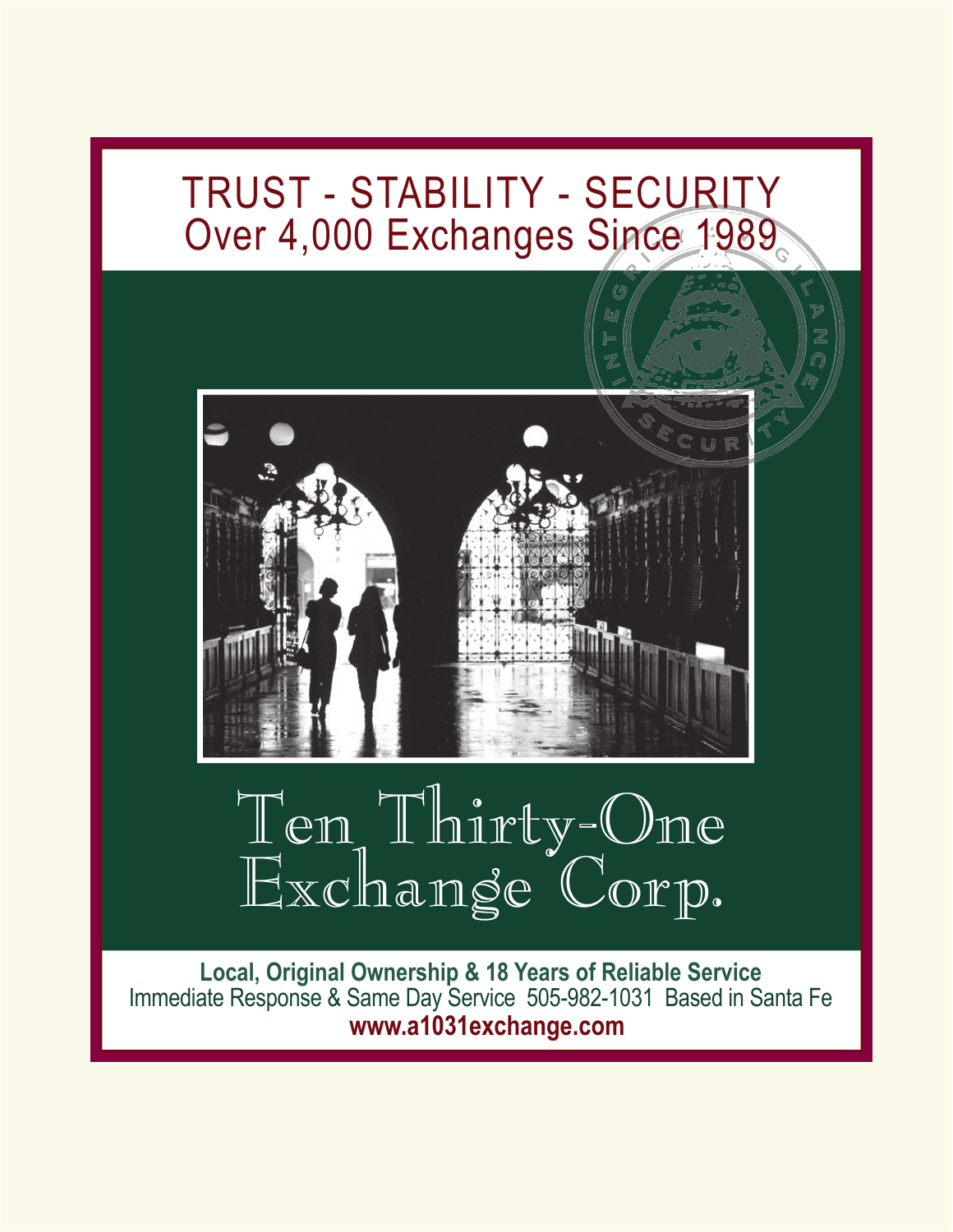# TRUST - STABILITY - SECURITY

## Over 4,000 Exchanges Since 1989

# Ten Thirty-One Exchange Corp.

**Local, Original Ownership & 18 Years of Reliable Service**

Immediate Response & Same Day Service 505-982-1031 Based in Santa Fe

**www.a1031exchange.com**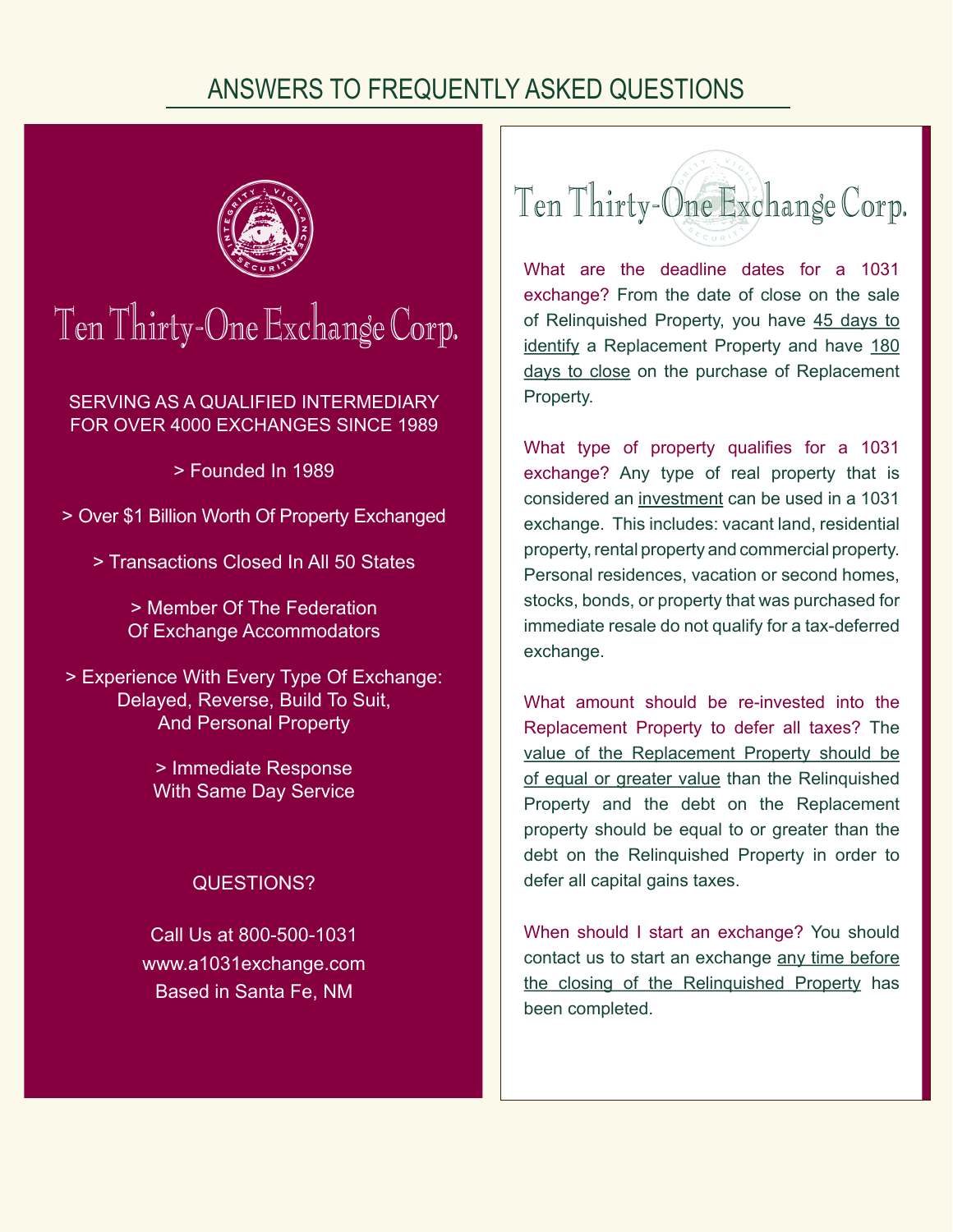# ANSWERS TO FREQUENTLY ASKED QUESTIONS

## Ten Thirty-One Exchange Corp.

SERVING AS A QUALIFIED INTERMEDIARY FOR OVER 4000 EXCHANGES SINCE 1989

> Founded In 1989

> Over $1 Billion Worth Of Property Exchanged

> Transactions Closed In All 50 States

> Member Of The Federation Of Exchange Accommodators

> Experience With Every Type Of Exchange: Delayed, Reverse, Build To Suit, And Personal Property

> Immediate Response With Same Day Service

QUESTIONS?

Call Us at 800-500-1031
www.a1031exchange.com
Based in Santa Fe, NM

## Ten Thirty-One Exchange Corp.

**What are the deadline dates for a 1031 exchange?** From the date of close on the sale of Relinquished Property, you have 45 days to identify a Replacement Property and have 180 days to close on the purchase of Replacement Property.

**What type of property qualifies for a 1031 exchange?** Any type of real property that is considered an investment can be used in a 1031 exchange. This includes: vacant land, residential property, rental property and commercial property. Personal residences, vacation or second homes, stocks, bonds, or property that was purchased for immediate resale do not qualify for a tax-deferred exchange.

**What amount should be re-invested into the Replacement Property to defer all taxes?** The value of the Replacement Property should be of equal or greater value than the Relinquished Property and the debt on the Replacement property should be equal to or greater than the debt on the Relinquished Property in order to defer all capital gains taxes.

**When should I start an exchange?** You should contact us to start an exchange any time before the closing of the Relinquished Property has been completed.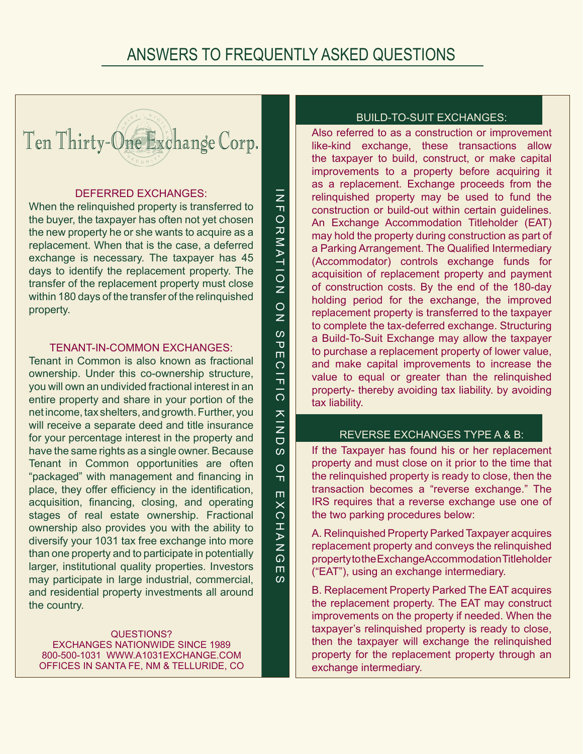# ANSWERS TO FREQUENTLY ASKED QUESTIONS

Ten Thirty-One Exchange Corp.

## DEFERRED EXCHANGES:

When the relinquished property is transferred to the buyer, the taxpayer has often not yet chosen the new property he or she wants to acquire as a replacement. When that is the case, a deferred exchange is necessary. The taxpayer has 45 days to identify the replacement property. The transfer of the replacement property must close within 180 days of the transfer of the relinquished property.

## TENANT-IN-COMMON EXCHANGES:

Tenant in Common is also known as fractional ownership. Under this co-ownership structure, you will own an undivided fractional interest in an entire property and share in your portion of the net income, tax shelters, and growth. Further, you will receive a separate deed and title insurance for your percentage interest in the property and have the same rights as a single owner. Because Tenant in Common opportunities are often "packaged" with management and financing in place, they offer efficiency in the identification, acquisition, financing, closing, and operating stages of real estate ownership. Fractional ownership also provides you with the ability to diversify your 1031 tax free exchange into more than one property and to participate in potentially larger, institutional quality properties. Investors may participate in large industrial, commercial, and residential property investments all around the country.

QUESTIONS?
EXCHANGES NATIONWIDE SINCE 1989
800-500-1031 WWW.A1031EXCHANGE.COM
OFFICES IN SANTA FE, NM & TELLURIDE, CO

INFORMATION ON SPECIFIC KINDS OF EXCHANGES

## BUILD-TO-SUIT EXCHANGES:

Also referred to as a construction or improvement like-kind exchange, these transactions allow the taxpayer to build, construct, or make capital improvements to a property before acquiring it as a replacement. Exchange proceeds from the relinquished property may be used to fund the construction or build-out within certain guidelines. An Exchange Accommodation Titleholder (EAT) may hold the property during construction as part of a Parking Arrangement. The Qualified Intermediary (Accommodator) controls exchange funds for acquisition of replacement property and payment of construction costs. By the end of the 180-day holding period for the exchange, the improved replacement property is transferred to the taxpayer to complete the tax-deferred exchange. Structuring a Build-To-Suit Exchange may allow the taxpayer to purchase a replacement property of lower value, and make capital improvements to increase the value to equal or greater than the relinquished property- thereby avoiding tax liability. by avoiding tax liability.

## REVERSE EXCHANGES TYPE A & B:

If the Taxpayer has found his or her replacement property and must close on it prior to the time that the relinquished property is ready to close, then the transaction becomes a "reverse exchange." The IRS requires that a reverse exchange use one of the two parking procedures below:

A. Relinquished Property Parked Taxpayer acquires replacement property and conveys the relinquished property to the Exchange Accommodation Titleholder ("EAT"), using an exchange intermediary.

B. Replacement Property Parked The EAT acquires the replacement property. The EAT may construct improvements on the property if needed. When the taxpayer's relinquished property is ready to close, then the taxpayer will exchange the relinquished property for the replacement property through an exchange intermediary.